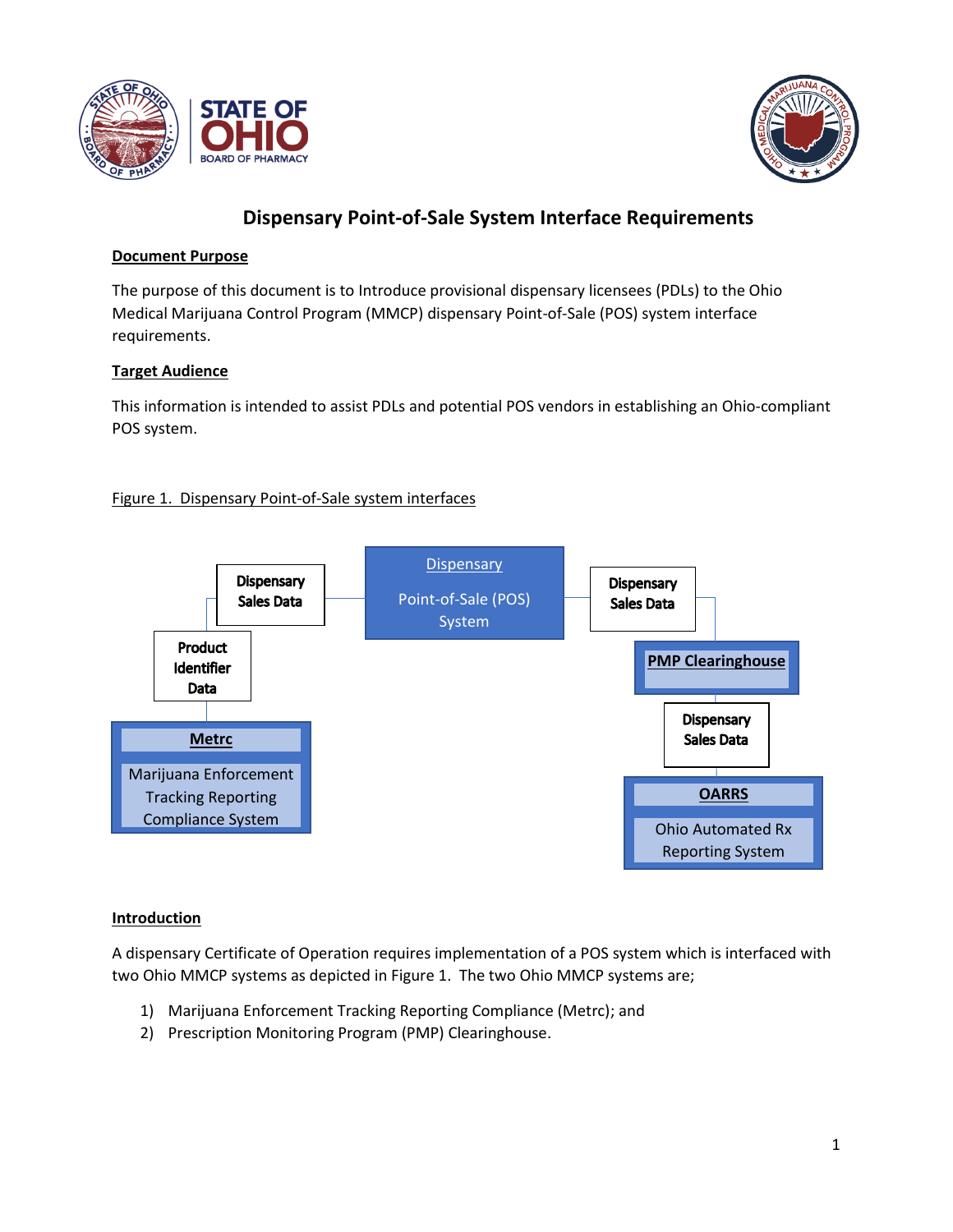# Dispensary Point-of-Sale System Interface Requirements

**Document Purpose**

The purpose of this document is to Introduce provisional dispensary licensees (PDLs) to the Ohio Medical Marijuana Control Program (MMCP) dispensary Point-of-Sale (POS) system interface requirements.

**Target Audience**

This information is intended to assist PDLs and potential POS vendors in establishing an Ohio-compliant POS system.

Figure 1. Dispensary Point-of-Sale system interfaces

Dispensary Point-of-Sale (POS) System

Dispensary Sales Data

Product Identifier Data

**Metrc**

Marijuana Enforcement Tracking Reporting Compliance System

Dispensary Sales Data

**PMP Clearinghouse**

Dispensary Sales Data

**OARRS**

Ohio Automated Rx Reporting System

**Introduction**

A dispensary Certificate of Operation requires implementation of a POS system which is interfaced with two Ohio MMCP systems as depicted in Figure 1. The two Ohio MMCP systems are;

1) Marijuana Enforcement Tracking Reporting Compliance (Metrc); and
2) Prescription Monitoring Program (PMP) Clearinghouse.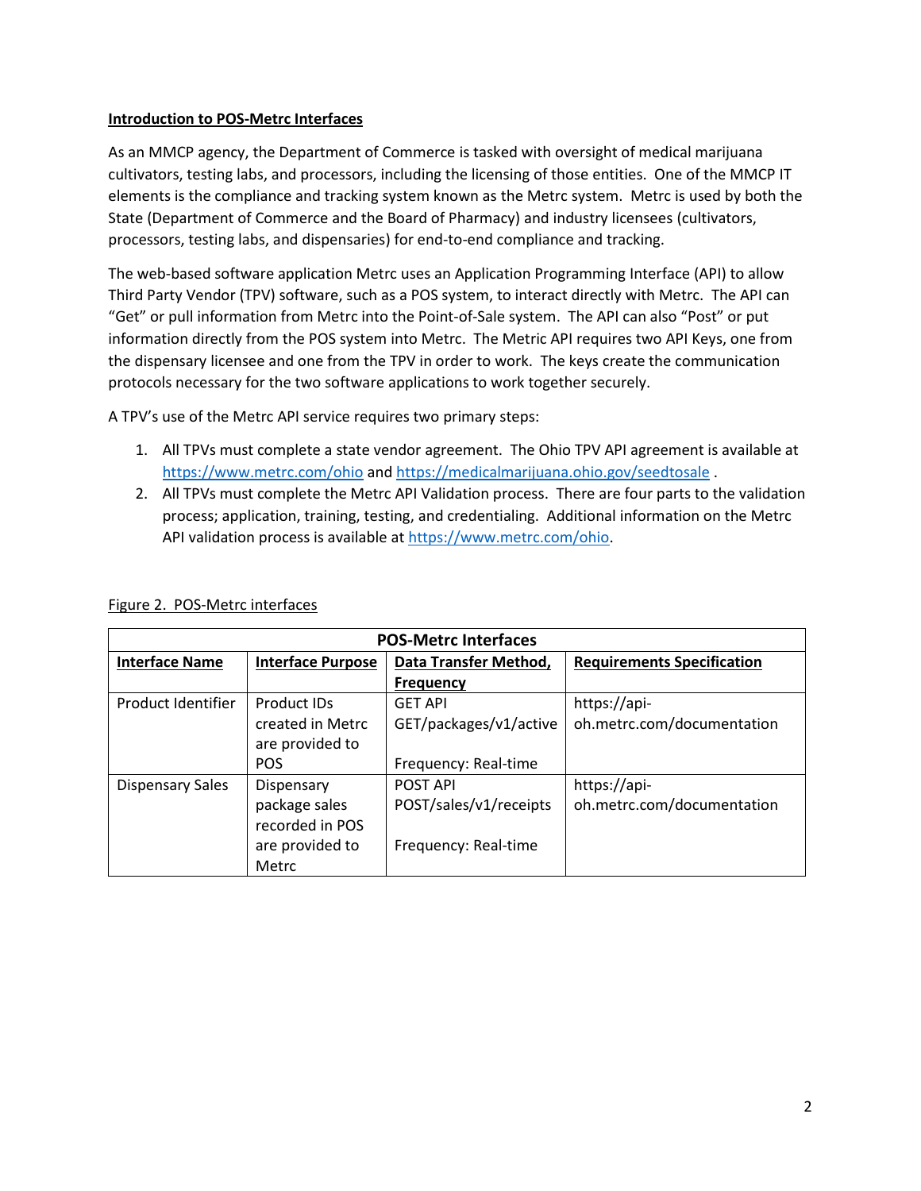**Introduction to POS-Metrc Interfaces**

As an MMCP agency, the Department of Commerce is tasked with oversight of medical marijuana cultivators, testing labs, and processors, including the licensing of those entities. One of the MMCP IT elements is the compliance and tracking system known as the Metrc system. Metrc is used by both the State (Department of Commerce and the Board of Pharmacy) and industry licensees (cultivators, processors, testing labs, and dispensaries) for end-to-end compliance and tracking.

The web-based software application Metrc uses an Application Programming Interface (API) to allow Third Party Vendor (TPV) software, such as a POS system, to interact directly with Metrc. The API can "Get" or pull information from Metrc into the Point-of-Sale system. The API can also "Post" or put information directly from the POS system into Metrc. The Metric API requires two API Keys, one from the dispensary licensee and one from the TPV in order to work. The keys create the communication protocols necessary for the two software applications to work together securely.

A TPV's use of the Metrc API service requires two primary steps:

1. All TPVs must complete a state vendor agreement. The Ohio TPV API agreement is available at https://www.metrc.com/ohio and https://medicalmarijuana.ohio.gov/seedtosale .
2. All TPVs must complete the Metrc API Validation process. There are four parts to the validation process; application, training, testing, and credentialing. Additional information on the Metrc API validation process is available at https://www.metrc.com/ohio.

Figure 2. POS-Metrc interfaces

| **POS-Metrc Interfaces** | | | |
|---|---|---|---|
| **Interface Name** | **Interface Purpose** | **Data Transfer Method, Frequency** | **Requirements Specification** |
| Product Identifier | Product IDs created in Metrc are provided to POS | GET API<br>GET/packages/v1/active<br><br>Frequency: Real-time | https://api-oh.metrc.com/documentation |
| Dispensary Sales | Dispensary package sales recorded in POS are provided to Metrc | POST API<br>POST/sales/v1/receipts<br><br>Frequency: Real-time | https://api-oh.metrc.com/documentation |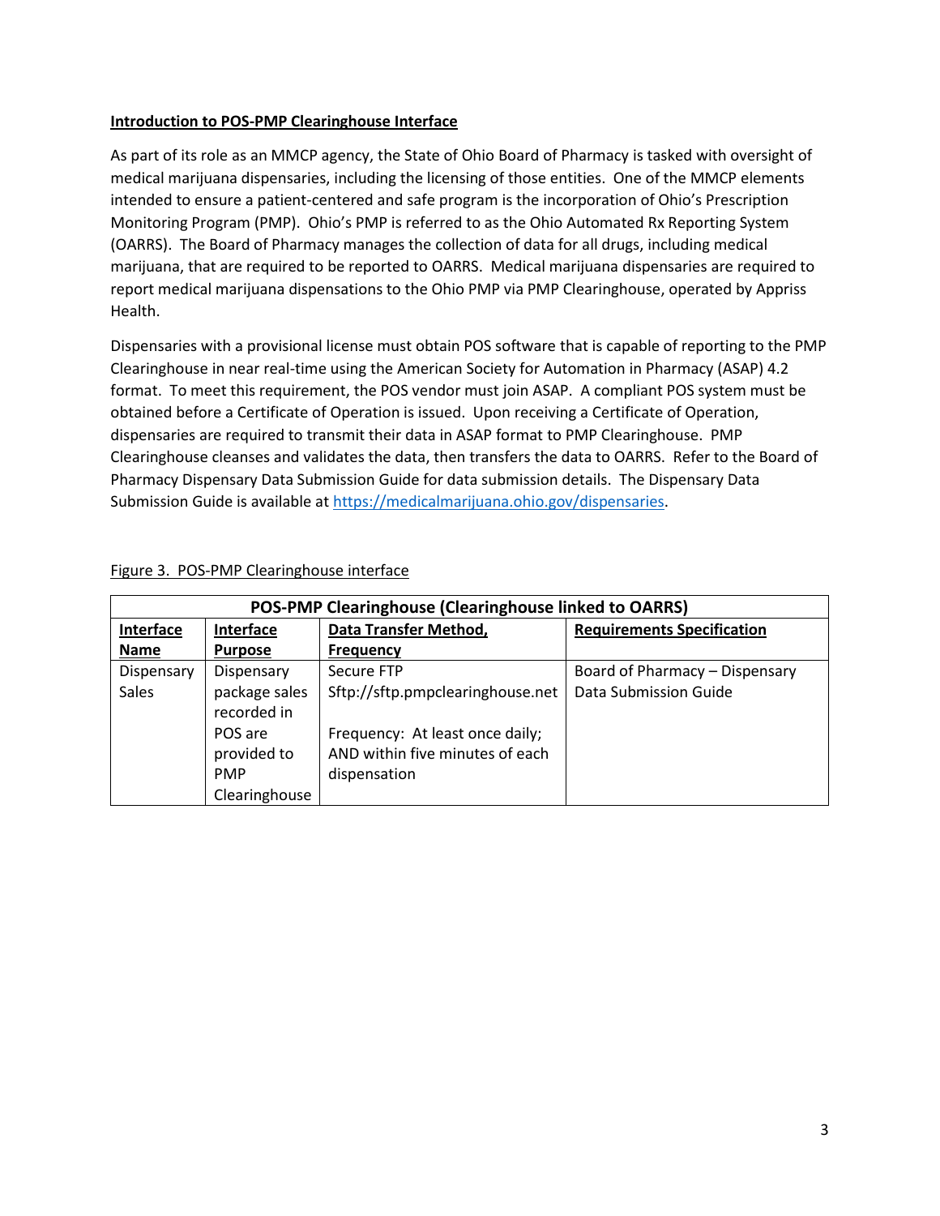**Introduction to POS-PMP Clearinghouse Interface**

As part of its role as an MMCP agency, the State of Ohio Board of Pharmacy is tasked with oversight of medical marijuana dispensaries, including the licensing of those entities. One of the MMCP elements intended to ensure a patient-centered and safe program is the incorporation of Ohio's Prescription Monitoring Program (PMP). Ohio's PMP is referred to as the Ohio Automated Rx Reporting System (OARRS). The Board of Pharmacy manages the collection of data for all drugs, including medical marijuana, that are required to be reported to OARRS. Medical marijuana dispensaries are required to report medical marijuana dispensations to the Ohio PMP via PMP Clearinghouse, operated by Appriss Health.

Dispensaries with a provisional license must obtain POS software that is capable of reporting to the PMP Clearinghouse in near real-time using the American Society for Automation in Pharmacy (ASAP) 4.2 format. To meet this requirement, the POS vendor must join ASAP. A compliant POS system must be obtained before a Certificate of Operation is issued. Upon receiving a Certificate of Operation, dispensaries are required to transmit their data in ASAP format to PMP Clearinghouse. PMP Clearinghouse cleanses and validates the data, then transfers the data to OARRS. Refer to the Board of Pharmacy Dispensary Data Submission Guide for data submission details. The Dispensary Data Submission Guide is available at https://medicalmarijuana.ohio.gov/dispensaries.

Figure 3. POS-PMP Clearinghouse interface

| **POS-PMP Clearinghouse (Clearinghouse linked to OARRS)** | | | |
|---|---|---|---|
| **Interface Name** | **Interface Purpose** | **Data Transfer Method, Frequency** | **Requirements Specification** |
| Dispensary Sales | Dispensary package sales recorded in POS are provided to PMP Clearinghouse | Secure FTP<br>Sftp://sftp.pmpclearinghouse.net<br><br>Frequency: At least once daily; AND within five minutes of each dispensation | Board of Pharmacy – Dispensary Data Submission Guide |